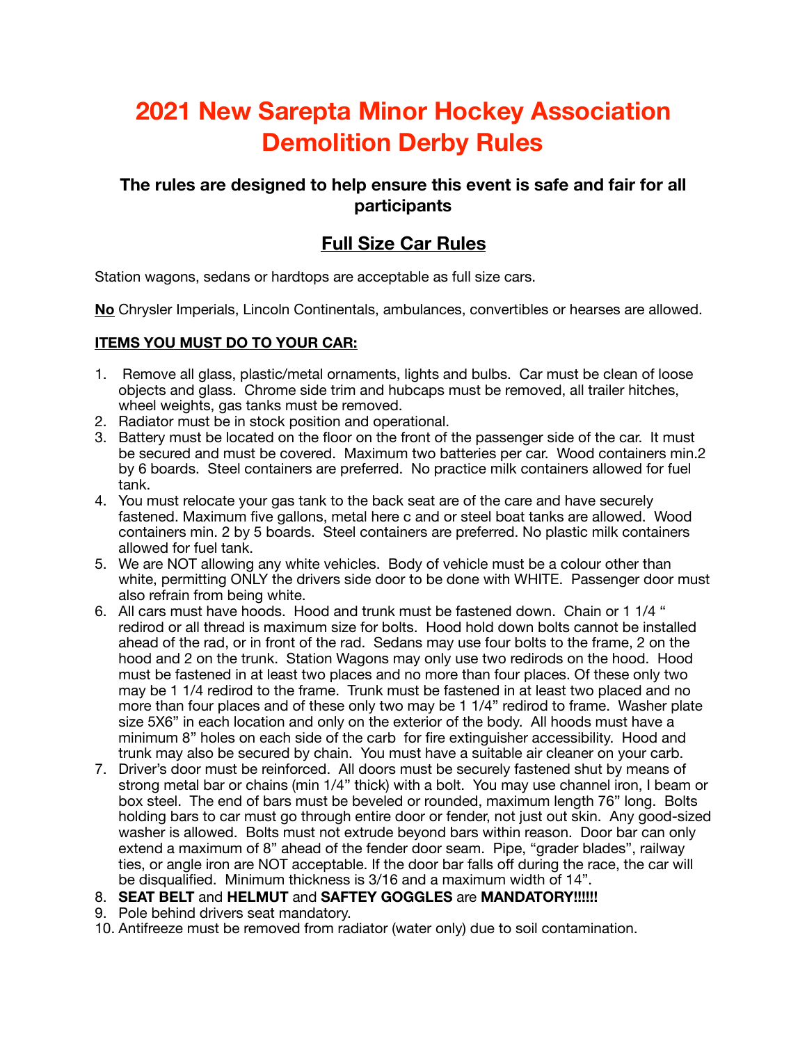# 2021 New Sarepta Minor Hockey Association Demolition Derby Rules

### The rules are designed to help ensure this event is safe and fair for all participants

## Full Size Car Rules

Station wagons, sedans or hardtops are acceptable as full size cars.

**No** Chrysler Imperials, Lincoln Continentals, ambulances, convertibles or hearses are allowed.

**ITEMS YOU MUST DO TO YOUR CAR:**

1. Remove all glass, plastic/metal ornaments, lights and bulbs. Car must be clean of loose objects and glass. Chrome side trim and hubcaps must be removed, all trailer hitches, wheel weights, gas tanks must be removed.
2. Radiator must be in stock position and operational.
3. Battery must be located on the floor on the front of the passenger side of the car. It must be secured and must be covered. Maximum two batteries per car. Wood containers min.2 by 6 boards. Steel containers are preferred. No practice milk containers allowed for fuel tank.
4. You must relocate your gas tank to the back seat are of the care and have securely fastened. Maximum five gallons, metal here c and or steel boat tanks are allowed. Wood containers min. 2 by 5 boards. Steel containers are preferred. No plastic milk containers allowed for fuel tank.
5. We are NOT allowing any white vehicles. Body of vehicle must be a colour other than white, permitting ONLY the drivers side door to be done with WHITE. Passenger door must also refrain from being white.
6. All cars must have hoods. Hood and trunk must be fastened down. Chain or 1 1/4 " redirod or all thread is maximum size for bolts. Hood hold down bolts cannot be installed ahead of the rad, or in front of the rad. Sedans may use four bolts to the frame, 2 on the hood and 2 on the trunk. Station Wagons may only use two redirods on the hood. Hood must be fastened in at least two places and no more than four places. Of these only two may be 1 1/4 redirod to the frame. Trunk must be fastened in at least two placed and no more than four places and of these only two may be 1 1/4" redirod to frame. Washer plate size 5X6" in each location and only on the exterior of the body. All hoods must have a minimum 8" holes on each side of the carb for fire extinguisher accessibility. Hood and trunk may also be secured by chain. You must have a suitable air cleaner on your carb.
7. Driver's door must be reinforced. All doors must be securely fastened shut by means of strong metal bar or chains (min 1/4" thick) with a bolt. You may use channel iron, I beam or box steel. The end of bars must be beveled or rounded, maximum length 76" long. Bolts holding bars to car must go through entire door or fender, not just out skin. Any good-sized washer is allowed. Bolts must not extrude beyond bars within reason. Door bar can only extend a maximum of 8" ahead of the fender door seam. Pipe, "grader blades", railway ties, or angle iron are NOT acceptable. If the door bar falls off during the race, the car will be disqualified. Minimum thickness is 3/16 and a maximum width of 14".
8. **SEAT BELT** and **HELMUT** and **SAFTEY GOGGLES** are **MANDATORY!!!!!!**
9. Pole behind drivers seat mandatory.
10. Antifreeze must be removed from radiator (water only) due to soil contamination.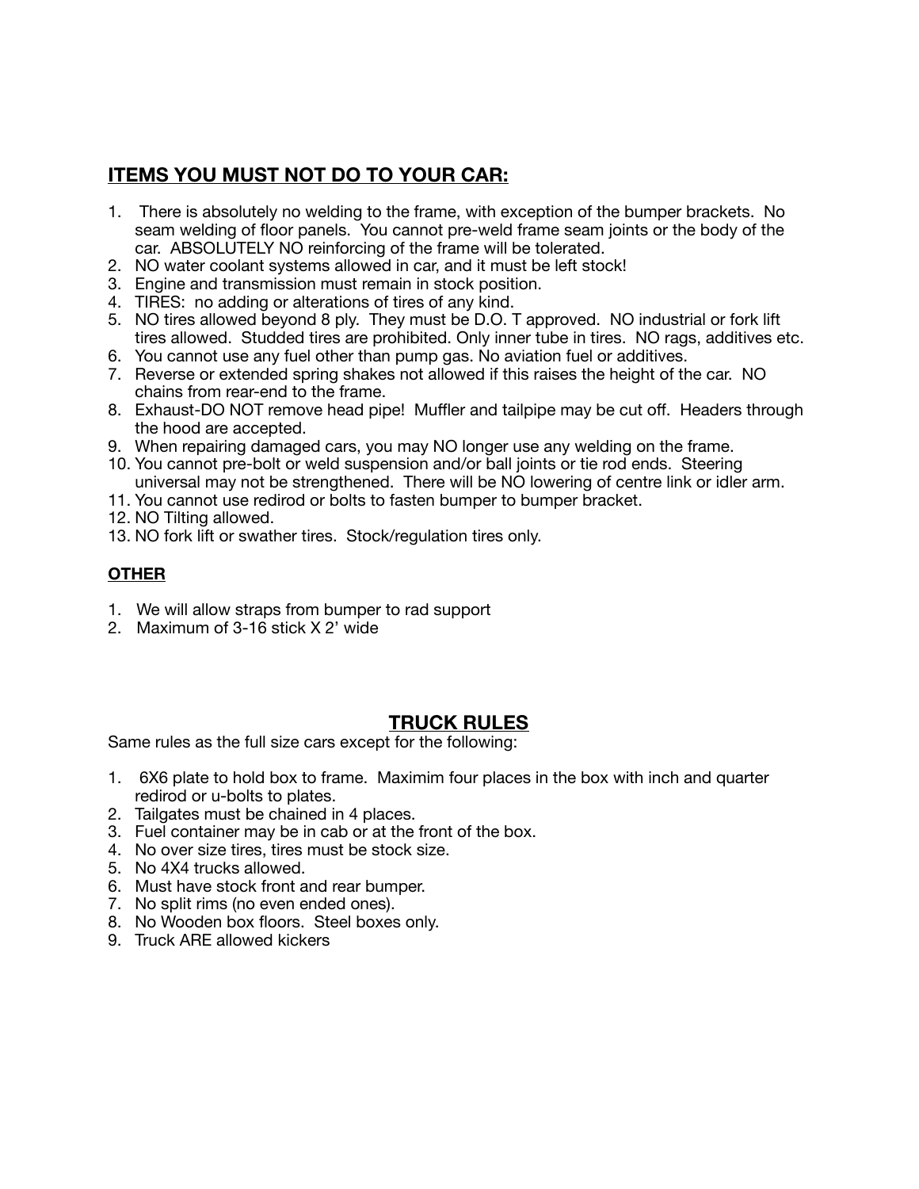## ITEMS YOU MUST NOT DO TO YOUR CAR:

1. There is absolutely no welding to the frame, with exception of the bumper brackets. No seam welding of floor panels. You cannot pre-weld frame seam joints or the body of the car. ABSOLUTELY NO reinforcing of the frame will be tolerated.
2. NO water coolant systems allowed in car, and it must be left stock!
3. Engine and transmission must remain in stock position.
4. TIRES: no adding or alterations of tires of any kind.
5. NO tires allowed beyond 8 ply. They must be D.O. T approved. NO industrial or fork lift tires allowed. Studded tires are prohibited. Only inner tube in tires. NO rags, additives etc.
6. You cannot use any fuel other than pump gas. No aviation fuel or additives.
7. Reverse or extended spring shakes not allowed if this raises the height of the car. NO chains from rear-end to the frame.
8. Exhaust-DO NOT remove head pipe! Muffler and tailpipe may be cut off. Headers through the hood are accepted.
9. When repairing damaged cars, you may NO longer use any welding on the frame.
10. You cannot pre-bolt or weld suspension and/or ball joints or tie rod ends. Steering universal may not be strengthened. There will be NO lowering of centre link or idler arm.
11. You cannot use redirod or bolts to fasten bumper to bumper bracket.
12. NO Tilting allowed.
13. NO fork lift or swather tires. Stock/regulation tires only.

### OTHER

1. We will allow straps from bumper to rad support
2. Maximum of 3-16 stick X 2' wide

## TRUCK RULES

Same rules as the full size cars except for the following:

1. 6X6 plate to hold box to frame. Maximim four places in the box with inch and quarter redirod or u-bolts to plates.
2. Tailgates must be chained in 4 places.
3. Fuel container may be in cab or at the front of the box.
4. No over size tires, tires must be stock size.
5. No 4X4 trucks allowed.
6. Must have stock front and rear bumper.
7. No split rims (no even ended ones).
8. No Wooden box floors. Steel boxes only.
9. Truck ARE allowed kickers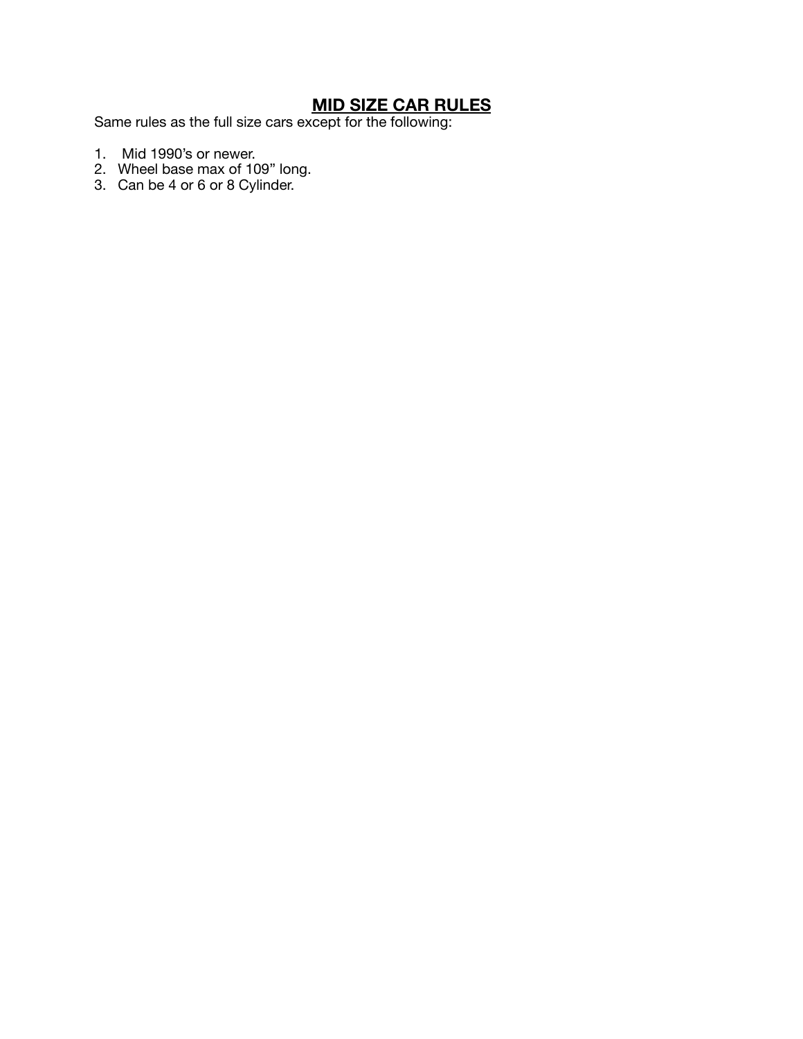# **MID SIZE CAR RULES**

Same rules as the full size cars except for the following:

1. Mid 1990's or newer.
2. Wheel base max of 109" long.
3. Can be 4 or 6 or 8 Cylinder.